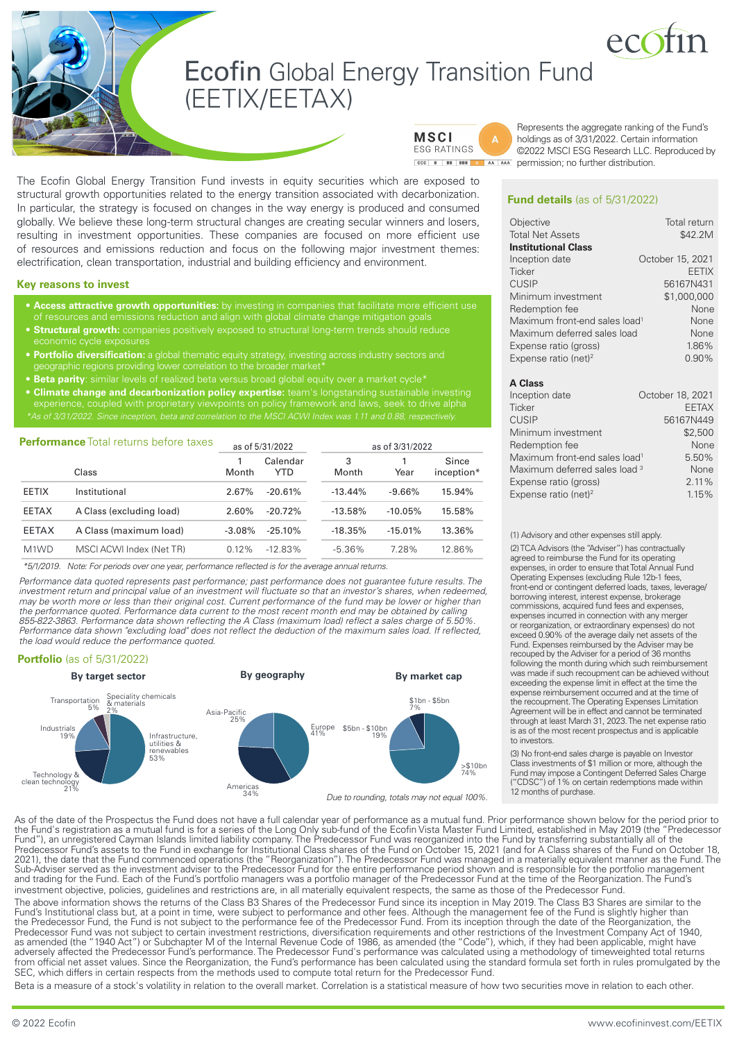# Ecofin Global Energy Transition Fund (EETIX/EETAX)

MSCI ESG RATINGS — A

Represents the aggregate ranking of the Fund's holdings as of 3/31/2022. Certain information ©2022 MSCI ESG Research LLC. Reproduced by permission; no further distribution.

The Ecofin Global Energy Transition Fund invests in equity securities which are exposed to structural growth opportunities related to the energy transition associated with decarbonization. In particular, the strategy is focused on changes in the way energy is produced and consumed globally. We believe these long-term structural changes are creating secular winners and losers, resulting in investment opportunities. These companies are focused on more efficient use of resources and emissions reduction and focus on the following major investment themes: electrification, clean transportation, industrial and building efficiency and environment.

## Key reasons to invest

- **Access attractive growth opportunities:** by investing in companies that facilitate more efficient use of resources and emissions reduction and align with global climate change mitigation goals
- **Structural growth:** companies positively exposed to structural long-term trends should reduce economic cycle exposures
- **Portfolio diversification:** a global thematic equity strategy, investing across industry sectors and geographic regions providing lower correlation to the broader market*
- **Beta parity**: similar levels of realized beta versus broad global equity over a market cycle*
- **Climate change and decarbonization policy expertise:** team's longstanding sustainable investing experience, coupled with proprietary viewpoints on policy framework and laws, seek to drive alpha

*As of 3/31/2022. Since inception, beta and correlation to the MSCI ACWI Index was 1.11 and 0.88, respectively.*

## Performance Total returns before taxes

| | | as of 5/31/2022 | | as of 3/31/2022 | | |
|---|---|---|---|---|---|---|
| | Class | 1 Month | Calendar YTD | 3 Month | 1 Year | Since inception* |
| EETIX | Institutional | 2.67% | -20.61% | -13.44% | -9.66% | 15.94% |
| EETAX | A Class (excluding load) | 2.60% | -20.72% | -13.58% | -10.05% | 15.58% |
| EETAX | A Class (maximum load) | -3.08% | -25.10% | -18.35% | -15.01% | 13.36% |
| M1WD | MSCI ACWI Index (Net TR) | 0.12% | -12.83% | -5.36% | 7.28% | 12.86% |

*5/1/2019. Note: For periods over one year, performance reflected is for the average annual returns.*

*Performance data quoted represents past performance; past performance does not guarantee future results. The investment return and principal value of an investment will fluctuate so that an investor's shares, when redeemed, may be worth more or less than their original cost. Current performance of the fund may be lower or higher than the performance quoted. Performance data current to the most recent month end may be obtained by calling 855-822-3863. Performance data shown reflecting the A Class (maximum load) reflect a sales charge of 5.50%. Performance data shown "excluding load" does not reflect the deduction of the maximum sales load. If reflected, the load would reduce the performance quoted.*

## Portfolio (as of 5/31/2022)

**By target sector**

- Infrastructure, utilities & renewables 53%
- Technology & clean technology 21%
- Industrials 19%
- Transportation 5%
- Speciality chemicals & materials 2%

**By geography**

- Europe 41%
- Americas 34%
- Asia-Pacific 25%

**By market cap**

- >$10bn 74%
- $5bn - $10bn 19%
- $1bn - $5bn 7%

*Due to rounding, totals may not equal 100%.*

## Fund details (as of 5/31/2022)

| | |
|---|---|
| Objective | Total return |
| Total Net Assets | $42.2M |
| **Institutional Class** | |
| Inception date | October 15, 2021 |
| Ticker | EETIX |
| CUSIP | 56167N431 |
| Minimum investment | $1,000,000 |
| Redemption fee | None |
| Maximum front-end sales load[1] | None |
| Maximum deferred sales load | None |
| Expense ratio (gross) | 1.86% |
| Expense ratio (net)[2] | 0.90% |
| **A Class** | |
| Inception date | October 18, 2021 |
| Ticker | EETAX |
| CUSIP | 56167N449 |
| Minimum investment | $2,500 |
| Redemption fee | None |
| Maximum front-end sales load[1] | 5.50% |
| Maximum deferred sales load[3] | None |
| Expense ratio (gross) | 2.11% |
| Expense ratio (net)[2] | 1.15% |

(1) Advisory and other expenses still apply.

(2) TCA Advisors (the "Adviser") has contractually agreed to reimburse the Fund for its operating expenses, in order to ensure that Total Annual Fund Operating Expenses (excluding Rule 12b-1 fees, front-end or contingent deferred loads, taxes, leverage/borrowing interest, interest expense, brokerage commissions, acquired fund fees and expenses, expenses incurred in connection with any merger or reorganization, or extraordinary expenses) do not exceed 0.90% of the average daily net assets of the Fund. Expenses reimbursed by the Adviser may be recouped by the Adviser for a period of 36 months following the month during which such reimbursement was made if such recoupment can be achieved without exceeding the expense limit in effect at the time the expense reimbursement occurred and at the time of the recoupment. The Operating Expenses Limitation Agreement will be in effect and cannot be terminated through at least March 31, 2023. The net expense ratio is as of the most recent prospectus and is applicable to investors.

(3) No front-end sales charge is payable on Investor Class investments of $1 million or more, although the Fund may impose a Contingent Deferred Sales Charge ("CDSC") of 1% on certain redemptions made within 12 months of purchase.

As of the date of the Prospectus the Fund does not have a full calendar year of performance as a mutual fund. Prior performance shown below for the period prior to the Fund's registration as a mutual fund is for a series of the Long Only sub-fund of the Ecofin Vista Master Fund Limited, established in May 2019 (the "Predecessor Fund"), an unregistered Cayman Islands limited liability company. The Predecessor Fund was reorganized into the Fund by transferring substantially all of the Predecessor Fund's assets to the Fund in exchange for Institutional Class shares of the Fund on October 15, 2021 (and for A Class shares of the Fund on October 18, 2021), the date that the Fund commenced operations (the "Reorganization"). The Predecessor Fund was managed in a materially equivalent manner as the Fund. The Sub-Adviser served as the investment adviser to the Predecessor Fund for the entire performance period shown and is responsible for the portfolio management and trading for the Fund. Each of the Fund's portfolio managers was a portfolio manager of the Predecessor Fund at the time of the Reorganization. The Fund's investment objective, policies, guidelines and restrictions are, in all materially equivalent respects, the same as those of the Predecessor Fund.

The above information shows the returns of the Class B3 Shares of the Predecessor Fund since its inception in May 2019. The Class B3 Shares are similar to the Fund's Institutional class but, at a point in time, were subject to performance and other fees. Although the management fee of the Fund is slightly higher than the Predecessor Fund, the Fund is not subject to the performance fee of the Predecessor Fund. From its inception through the date of the Reorganization, the Predecessor Fund was not subject to certain investment restrictions, diversification requirements and other restrictions of the Investment Company Act of 1940, as amended (the "1940 Act") or Subchapter M of the Internal Revenue Code of 1986, as amended (the "Code"), which, if they had been applicable, might have adversely affected the Predecessor Fund's performance. The Predecessor Fund's performance was calculated using a methodology of timeweighted total returns from official net asset values. Since the Reorganization, the Fund's performance has been calculated using the standard formula set forth in rules promulgated by the SEC, which differs in certain respects from the methods used to compute total return for the Predecessor Fund.

Beta is a measure of a stock's volatility in relation to the overall market. Correlation is a statistical measure of how two securities move in relation to each other.

© 2022 Ecofin

www.ecofininvest.com/EETIX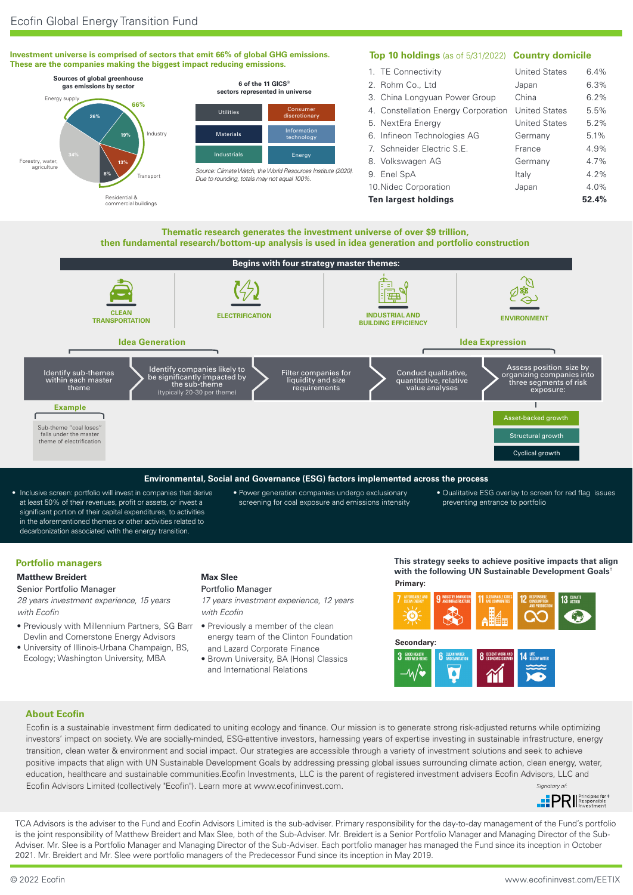# Ecofin Global Energy Transition Fund

**Investment universe is comprised of sectors that emit 66% of global GHG emissions. These are the companies making the biggest impact reducing emissions.**

**Sources of global greenhouse gas emissions by sector**

- Energy supply: 26%
- Industry: 19%
- Transport: 13%
- Residential & commercial buildings: 8%
- Forestry, water, agriculture: 34%
- 66%

**6 of the 11 GICS® sectors represented in universe**

| | |
|---|---|
| Utilities | Consumer discretionary |
| Materials | Information technology |
| Industrials | Energy |

*Source: Climate Watch, the World Resources Institute (2020). Due to rounding, totals may not equal 100%.*

## Top 10 holdings (as of 5/31/2022)

| | Country domicile | |
|---|---|---|
| 1. TE Connectivity | United States | 6.4% |
| 2. Rohm Co., Ltd | Japan | 6.3% |
| 3. China Longyuan Power Group | China | 6.2% |
| 4. Constellation Energy Corporation | United States | 5.5% |
| 5. NextEra Energy | United States | 5.2% |
| 6. Infineon Technologies AG | Germany | 5.1% |
| 7. Schneider Electric S.E. | France | 4.9% |
| 8. Volkswagen AG | Germany | 4.7% |
| 9. Enel SpA | Italy | 4.2% |
| 10. Nidec Corporation | Japan | 4.0% |
| **Ten largest holdings** | | **52.4%** |

**Thematic research generates the investment universe of over $9 trillion, then fundamental research/bottom-up analysis is used in idea generation and portfolio construction**

**Begins with four strategy master themes:**

- CLEAN TRANSPORTATION
- ELECTRIFICATION
- INDUSTRIAL AND BUILDING EFFICIENCY
- ENVIRONMENT

**Idea Generation**

1. Identify sub-themes within each master theme
2. Identify companies likely to be significantly impacted by the sub-theme (typically 20-30 per theme)
3. Filter companies for liquidity and size requirements

**Idea Expression**

4. Conduct qualitative, quantitative, relative value analyses
5. Assess position size by organizing companies into three segments of risk exposure:
   - Asset-backed growth
   - Structural growth
   - Cyclical growth

**Example**

Sub-theme "coal loses" falls under the master theme of electrification

## Environmental, Social and Governance (ESG) factors implemented across the process

- Inclusive screen: portfolio will invest in companies that derive at least 50% of their revenues, profit or assets, or invest a significant portion of their capital expenditures, to activities in the aforementioned themes or other activities related to decarbonization associated with the energy transition.
- Power generation companies undergo exclusionary screening for coal exposure and emissions intensity
- Qualitative ESG overlay to screen for red flag issues preventing entrance to portfolio

## Portfolio managers

**Matthew Breidert**
Senior Portfolio Manager
*28 years investment experience, 15 years with Ecofin*

- Previously with Millennium Partners, SG Barr Devlin and Cornerstone Energy Advisors
- University of Illinois-Urbana Champaign, BS, Ecology; Washington University, MBA

**Max Slee**
Portfolio Manager
*17 years investment experience, 12 years with Ecofin*

- Previously a member of the clean energy team of the Clinton Foundation and Lazard Corporate Finance
- Brown University, BA (Hons) Classics and International Relations

**This strategy seeks to achieve positive impacts that align with the following UN Sustainable Development Goals†**

**Primary:** 7 Affordable and Clean Energy; 9 Industry, Innovation and Infrastructure; 11 Sustainable Cities and Communities; 12 Responsible Consumption and Production; 13 Climate Action

**Secondary:** 3 Good Health and Well-Being; 6 Clean Water and Sanitation; 8 Decent Work and Economic Growth; 14 Life Below Water

## About Ecofin

Ecofin is a sustainable investment firm dedicated to uniting ecology and finance. Our mission is to generate strong risk-adjusted returns while optimizing investors' impact on society. We are socially-minded, ESG-attentive investors, harnessing years of expertise investing in sustainable infrastructure, energy transition, clean water & environment and social impact. Our strategies are accessible through a variety of investment solutions and seek to achieve positive impacts that align with UN Sustainable Development Goals by addressing pressing global issues surrounding climate action, clean energy, water, education, healthcare and sustainable communities.Ecofin Investments, LLC is the parent of registered investment advisers Ecofin Advisors, LLC and Ecofin Advisors Limited (collectively "Ecofin"). Learn more at www.ecofininvest.com.

Signatory of: PRI Principles for Responsible Investment

TCA Advisors is the adviser to the Fund and Ecofin Advisors Limited is the sub-adviser. Primary responsibility for the day-to-day management of the Fund's portfolio is the joint responsibility of Matthew Breidert and Max Slee, both of the Sub-Adviser. Mr. Breidert is a Senior Portfolio Manager and Managing Director of the Sub-Adviser. Mr. Slee is a Portfolio Manager and Managing Director of the Sub-Adviser. Each portfolio manager has managed the Fund since its inception in October 2021. Mr. Breidert and Mr. Slee were portfolio managers of the Predecessor Fund since its inception in May 2019.

© 2022 Ecofin www.ecofininvest.com/EETIX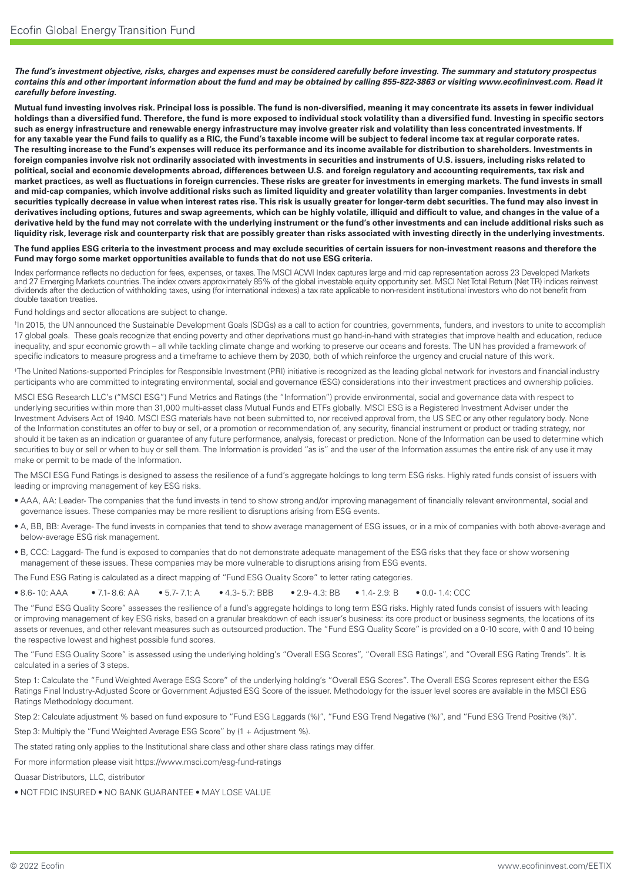***The fund's investment objective, risks, charges and expenses must be considered carefully before investing. The summary and statutory prospectus contains this and other important information about the fund and may be obtained by calling 855-822-3863 or visiting www.ecofininvest.com. Read it carefully before investing.***

**Mutual fund investing involves risk. Principal loss is possible. The fund is non-diversified, meaning it may concentrate its assets in fewer individual holdings than a diversified fund. Therefore, the fund is more exposed to individual stock volatility than a diversified fund. Investing in specific sectors such as energy infrastructure and renewable energy infrastructure may involve greater risk and volatility than less concentrated investments. If for any taxable year the Fund fails to qualify as a RIC, the Fund's taxable income will be subject to federal income tax at regular corporate rates. The resulting increase to the Fund's expenses will reduce its performance and its income available for distribution to shareholders. Investments in foreign companies involve risk not ordinarily associated with investments in securities and instruments of U.S. issuers, including risks related to political, social and economic developments abroad, differences between U.S. and foreign regulatory and accounting requirements, tax risk and market practices, as well as fluctuations in foreign currencies. These risks are greater for investments in emerging markets. The fund invests in small and mid-cap companies, which involve additional risks such as limited liquidity and greater volatility than larger companies. Investments in debt securities typically decrease in value when interest rates rise. This risk is usually greater for longer-term debt securities. The fund may also invest in derivatives including options, futures and swap agreements, which can be highly volatile, illiquid and difficult to value, and changes in the value of a derivative held by the fund may not correlate with the underlying instrument or the fund's other investments and can include additional risks such as liquidity risk, leverage risk and counterparty risk that are possibly greater than risks associated with investing directly in the underlying investments.**

**The fund applies ESG criteria to the investment process and may exclude securities of certain issuers for non-investment reasons and therefore the Fund may forgo some market opportunities available to funds that do not use ESG criteria.**

Index performance reflects no deduction for fees, expenses, or taxes. The MSCI ACWI Index captures large and mid cap representation across 23 Developed Markets and 27 Emerging Markets countries. The index covers approximately 85% of the global investable equity opportunity set. MSCI Net Total Return (Net TR) indices reinvest dividends after the deduction of withholding taxes, using (for international indexes) a tax rate applicable to non-resident institutional investors who do not benefit from double taxation treaties.

Fund holdings and sector allocations are subject to change.

†In 2015, the UN announced the Sustainable Development Goals (SDGs) as a call to action for countries, governments, funders, and investors to unite to accomplish 17 global goals. These goals recognize that ending poverty and other deprivations must go hand-in-hand with strategies that improve health and education, reduce inequality, and spur economic growth – all while tackling climate change and working to preserve our oceans and forests. The UN has provided a framework of specific indicators to measure progress and a timeframe to achieve them by 2030, both of which reinforce the urgency and crucial nature of this work.

‡The United Nations-supported Principles for Responsible Investment (PRI) initiative is recognized as the leading global network for investors and financial industry participants who are committed to integrating environmental, social and governance (ESG) considerations into their investment practices and ownership policies.

MSCI ESG Research LLC's ("MSCI ESG") Fund Metrics and Ratings (the "Information") provide environmental, social and governance data with respect to underlying securities within more than 31,000 multi-asset class Mutual Funds and ETFs globally. MSCI ESG is a Registered Investment Adviser under the Investment Advisers Act of 1940. MSCI ESG materials have not been submitted to, nor received approval from, the US SEC or any other regulatory body. None of the Information constitutes an offer to buy or sell, or a promotion or recommendation of, any security, financial instrument or product or trading strategy, nor should it be taken as an indication or guarantee of any future performance, analysis, forecast or prediction. None of the Information can be used to determine which securities to buy or sell or when to buy or sell them. The Information is provided "as is" and the user of the Information assumes the entire risk of any use it may make or permit to be made of the Information.

The MSCI ESG Fund Ratings is designed to assess the resilience of a fund's aggregate holdings to long term ESG risks. Highly rated funds consist of issuers with leading or improving management of key ESG risks.

- AAA, AA: Leader- The companies that the fund invests in tend to show strong and/or improving management of financially relevant environmental, social and governance issues. These companies may be more resilient to disruptions arising from ESG events.
- A, BB, BB: Average- The fund invests in companies that tend to show average management of ESG issues, or in a mix of companies with both above-average and below-average ESG risk management.
- B, CCC: Laggard- The fund is exposed to companies that do not demonstrate adequate management of the ESG risks that they face or show worsening management of these issues. These companies may be more vulnerable to disruptions arising from ESG events.

The Fund ESG Rating is calculated as a direct mapping of "Fund ESG Quality Score" to letter rating categories.

- 8.6- 10: AAA
- 7.1- 8.6: AA
- 5.7- 7.1: A
- 4.3- 5.7: BBB
- 2.9- 4.3: BB
- 1.4- 2.9: B
- 0.0- 1.4: CCC

The "Fund ESG Quality Score" assesses the resilience of a fund's aggregate holdings to long term ESG risks. Highly rated funds consist of issuers with leading or improving management of key ESG risks, based on a granular breakdown of each issuer's business: its core product or business segments, the locations of its assets or revenues, and other relevant measures such as outsourced production. The "Fund ESG Quality Score" is provided on a 0-10 score, with 0 and 10 being the respective lowest and highest possible fund scores.

The "Fund ESG Quality Score" is assessed using the underlying holding's "Overall ESG Scores", "Overall ESG Ratings", and "Overall ESG Rating Trends". It is calculated in a series of 3 steps.

Step 1: Calculate the "Fund Weighted Average ESG Score" of the underlying holding's "Overall ESG Scores". The Overall ESG Scores represent either the ESG Ratings Final Industry-Adjusted Score or Government Adjusted ESG Score of the issuer. Methodology for the issuer level scores are available in the MSCI ESG Ratings Methodology document.

Step 2: Calculate adjustment % based on fund exposure to "Fund ESG Laggards (%)", "Fund ESG Trend Negative (%)", and "Fund ESG Trend Positive (%)".

Step 3: Multiply the "Fund Weighted Average ESG Score" by (1 + Adjustment %).

The stated rating only applies to the Institutional share class and other share class ratings may differ.

For more information please visit https://www.msci.com/esg-fund-ratings

Quasar Distributors, LLC, distributor

• NOT FDIC INSURED • NO BANK GUARANTEE • MAY LOSE VALUE